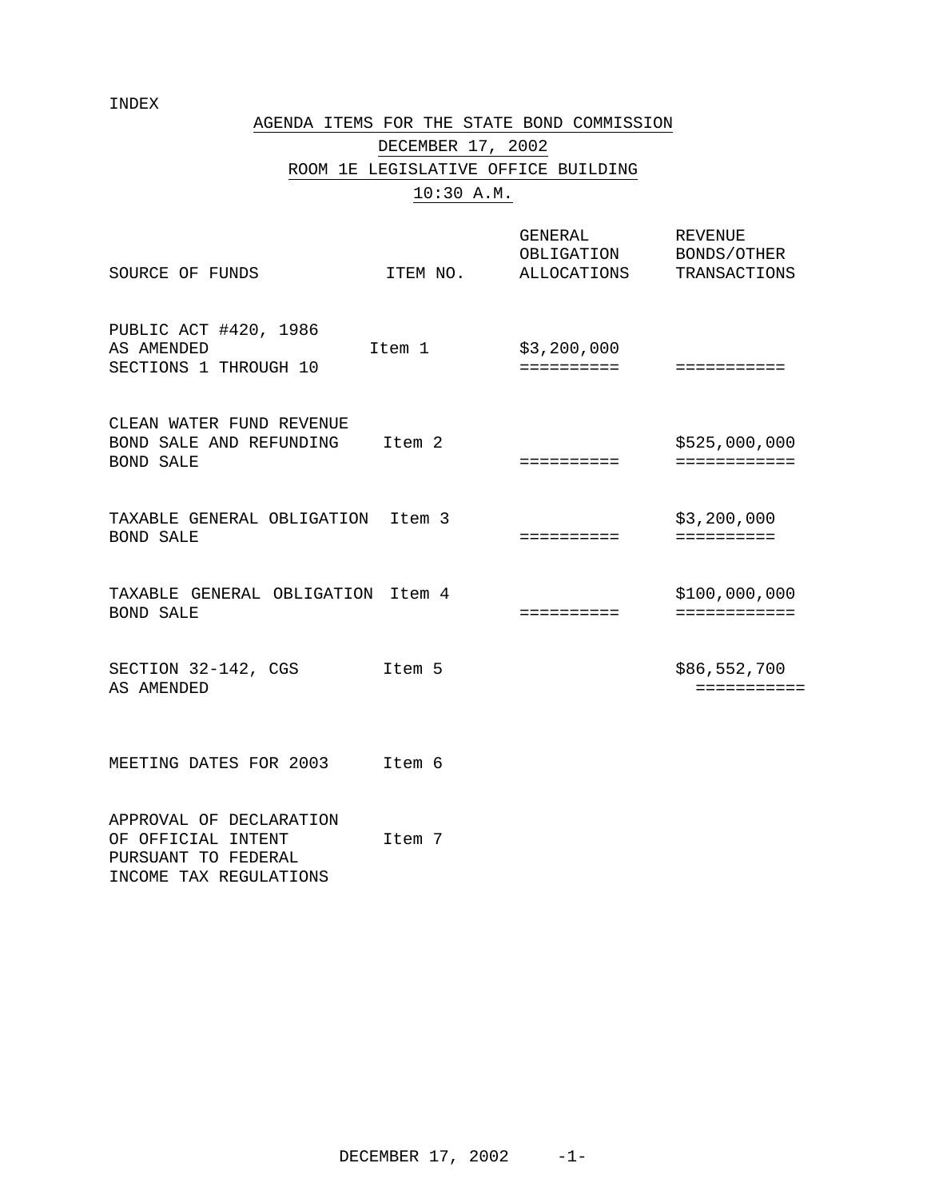INDEX

# AGENDA ITEMS FOR THE STATE BOND COMMISSION

## DECEMBER 17, 2002

## ROOM 1E LEGISLATIVE OFFICE BUILDING

## 10:30 A.M.

| SOURCE OF FUNDS | ITEM NO. | GENERAL OBLIGATION ALLOCATIONS | REVENUE BONDS/OTHER TRANSACTIONS |
|---|---|---|---|
| PUBLIC ACT #420, 1986 AS AMENDED SECTIONS 1 THROUGH 10 | Item 1 | $3,200,000 | |
| CLEAN WATER FUND REVENUE BOND SALE AND REFUNDING BOND SALE | Item 2 | | $525,000,000 |
| TAXABLE GENERAL OBLIGATION BOND SALE | Item 3 | | $3,200,000 |
| TAXABLE GENERAL OBLIGATION BOND SALE | Item 4 | | $100,000,000 |
| SECTION 32-142, CGS AS AMENDED | Item 5 | | $86,552,700 |
| MEETING DATES FOR 2003 | Item 6 | | |
| APPROVAL OF DECLARATION OF OFFICIAL INTENT PURSUANT TO FEDERAL INCOME TAX REGULATIONS | Item 7 | | |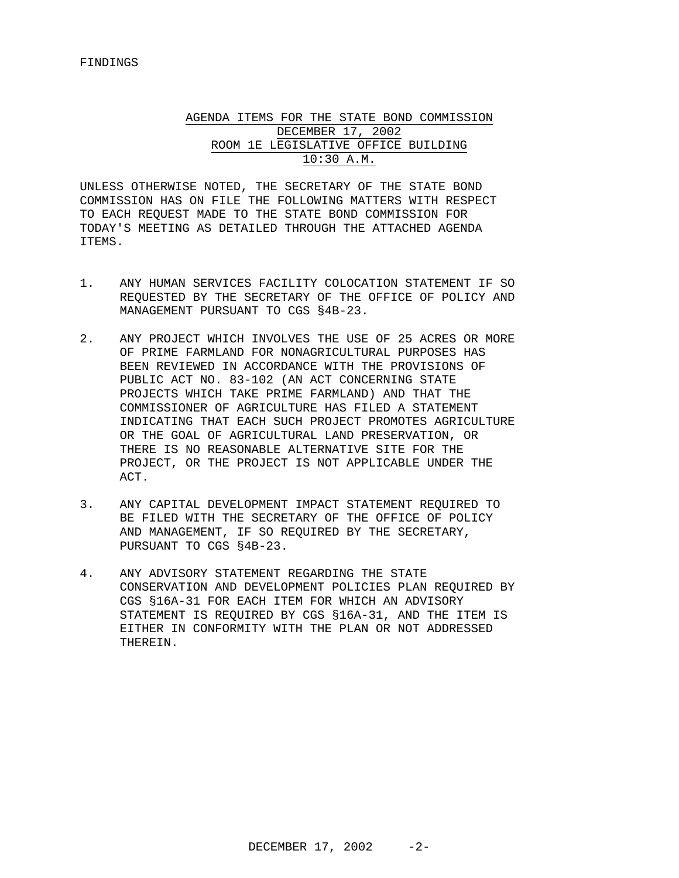FINDINGS

## AGENDA ITEMS FOR THE STATE BOND COMMISSION
## DECEMBER 17, 2002
## ROOM 1E LEGISLATIVE OFFICE BUILDING
## 10:30 A.M.

UNLESS OTHERWISE NOTED, THE SECRETARY OF THE STATE BOND COMMISSION HAS ON FILE THE FOLLOWING MATTERS WITH RESPECT TO EACH REQUEST MADE TO THE STATE BOND COMMISSION FOR TODAY'S MEETING AS DETAILED THROUGH THE ATTACHED AGENDA ITEMS.

1. ANY HUMAN SERVICES FACILITY COLOCATION STATEMENT IF SO REQUESTED BY THE SECRETARY OF THE OFFICE OF POLICY AND MANAGEMENT PURSUANT TO CGS §4B-23.

2. ANY PROJECT WHICH INVOLVES THE USE OF 25 ACRES OR MORE OF PRIME FARMLAND FOR NONAGRICULTURAL PURPOSES HAS BEEN REVIEWED IN ACCORDANCE WITH THE PROVISIONS OF PUBLIC ACT NO. 83-102 (AN ACT CONCERNING STATE PROJECTS WHICH TAKE PRIME FARMLAND) AND THAT THE COMMISSIONER OF AGRICULTURE HAS FILED A STATEMENT INDICATING THAT EACH SUCH PROJECT PROMOTES AGRICULTURE OR THE GOAL OF AGRICULTURAL LAND PRESERVATION, OR THERE IS NO REASONABLE ALTERNATIVE SITE FOR THE PROJECT, OR THE PROJECT IS NOT APPLICABLE UNDER THE ACT.

3. ANY CAPITAL DEVELOPMENT IMPACT STATEMENT REQUIRED TO BE FILED WITH THE SECRETARY OF THE OFFICE OF POLICY AND MANAGEMENT, IF SO REQUIRED BY THE SECRETARY, PURSUANT TO CGS §4B-23.

4. ANY ADVISORY STATEMENT REGARDING THE STATE CONSERVATION AND DEVELOPMENT POLICIES PLAN REQUIRED BY CGS §16A-31 FOR EACH ITEM FOR WHICH AN ADVISORY STATEMENT IS REQUIRED BY CGS §16A-31, AND THE ITEM IS EITHER IN CONFORMITY WITH THE PLAN OR NOT ADDRESSED THEREIN.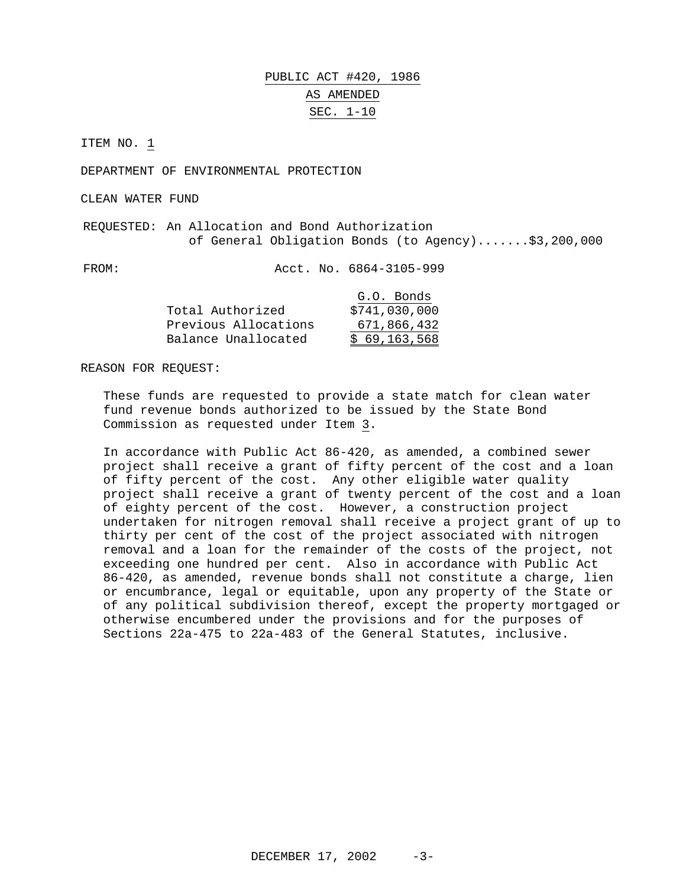# PUBLIC ACT #420, 1986

## AS AMENDED

## SEC. 1-10

ITEM NO. 1

DEPARTMENT OF ENVIRONMENTAL PROTECTION

CLEAN WATER FUND

REQUESTED: An Allocation and Bond Authorization of General Obligation Bonds (to Agency).......$3,200,000

FROM: Acct. No. 6864-3105-999

| | G.O. Bonds |
|---|---|
| Total Authorized | $741,030,000 |
| Previous Allocations | 671,866,432 |
| Balance Unallocated | $ 69,163,568 |

REASON FOR REQUEST:

These funds are requested to provide a state match for clean water fund revenue bonds authorized to be issued by the State Bond Commission as requested under Item 3.

In accordance with Public Act 86-420, as amended, a combined sewer project shall receive a grant of fifty percent of the cost and a loan of fifty percent of the cost. Any other eligible water quality project shall receive a grant of twenty percent of the cost and a loan of eighty percent of the cost. However, a construction project undertaken for nitrogen removal shall receive a project grant of up to thirty per cent of the cost of the project associated with nitrogen removal and a loan for the remainder of the costs of the project, not exceeding one hundred per cent. Also in accordance with Public Act 86-420, as amended, revenue bonds shall not constitute a charge, lien or encumbrance, legal or equitable, upon any property of the State or of any political subdivision thereof, except the property mortgaged or otherwise encumbered under the provisions and for the purposes of Sections 22a-475 to 22a-483 of the General Statutes, inclusive.

DECEMBER 17, 2002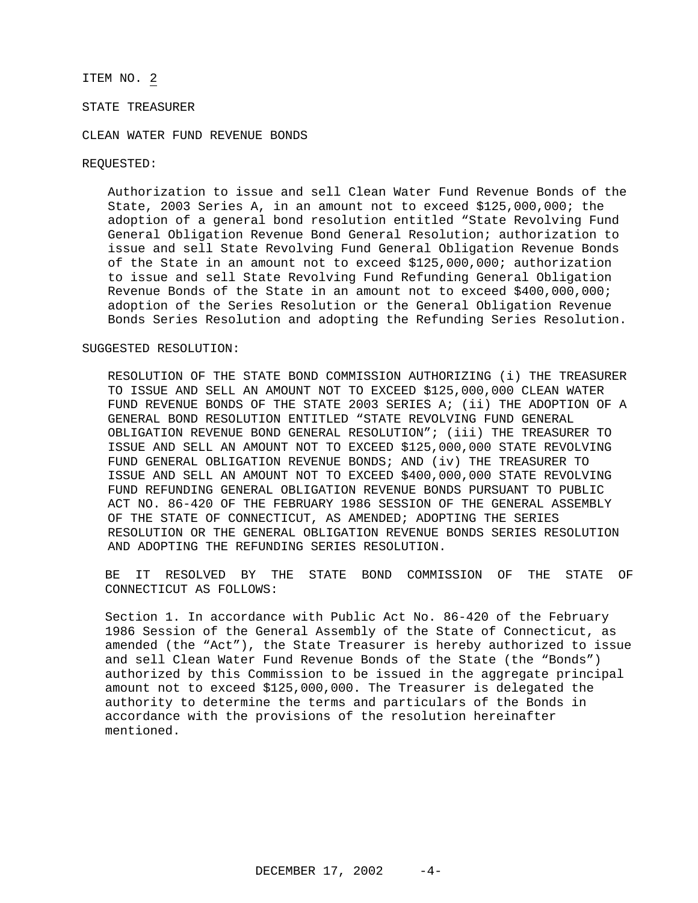ITEM NO. 2

STATE TREASURER

CLEAN WATER FUND REVENUE BONDS

REQUESTED:

> Authorization to issue and sell Clean Water Fund Revenue Bonds of the State, 2003 Series A, in an amount not to exceed $125,000,000; the adoption of a general bond resolution entitled "State Revolving Fund General Obligation Revenue Bond General Resolution; authorization to issue and sell State Revolving Fund General Obligation Revenue Bonds of the State in an amount not to exceed $125,000,000; authorization to issue and sell State Revolving Fund Refunding General Obligation Revenue Bonds of the State in an amount not to exceed $400,000,000; adoption of the Series Resolution or the General Obligation Revenue Bonds Series Resolution and adopting the Refunding Series Resolution.

SUGGESTED RESOLUTION:

> RESOLUTION OF THE STATE BOND COMMISSION AUTHORIZING (i) THE TREASURER TO ISSUE AND SELL AN AMOUNT NOT TO EXCEED $125,000,000 CLEAN WATER FUND REVENUE BONDS OF THE STATE 2003 SERIES A; (ii) THE ADOPTION OF A GENERAL BOND RESOLUTION ENTITLED "STATE REVOLVING FUND GENERAL OBLIGATION REVENUE BOND GENERAL RESOLUTION"; (iii) THE TREASURER TO ISSUE AND SELL AN AMOUNT NOT TO EXCEED $125,000,000 STATE REVOLVING FUND GENERAL OBLIGATION REVENUE BONDS; AND (iv) THE TREASURER TO ISSUE AND SELL AN AMOUNT NOT TO EXCEED $400,000,000 STATE REVOLVING FUND REFUNDING GENERAL OBLIGATION REVENUE BONDS PURSUANT TO PUBLIC ACT NO. 86-420 OF THE FEBRUARY 1986 SESSION OF THE GENERAL ASSEMBLY OF THE STATE OF CONNECTICUT, AS AMENDED; ADOPTING THE SERIES RESOLUTION OR THE GENERAL OBLIGATION REVENUE BONDS SERIES RESOLUTION AND ADOPTING THE REFUNDING SERIES RESOLUTION.
>
> BE IT RESOLVED BY THE STATE BOND COMMISSION OF THE STATE OF CONNECTICUT AS FOLLOWS:
>
> Section 1. In accordance with Public Act No. 86-420 of the February 1986 Session of the General Assembly of the State of Connecticut, as amended (the "Act"), the State Treasurer is hereby authorized to issue and sell Clean Water Fund Revenue Bonds of the State (the "Bonds") authorized by this Commission to be issued in the aggregate principal amount not to exceed $125,000,000. The Treasurer is delegated the authority to determine the terms and particulars of the Bonds in accordance with the provisions of the resolution hereinafter mentioned.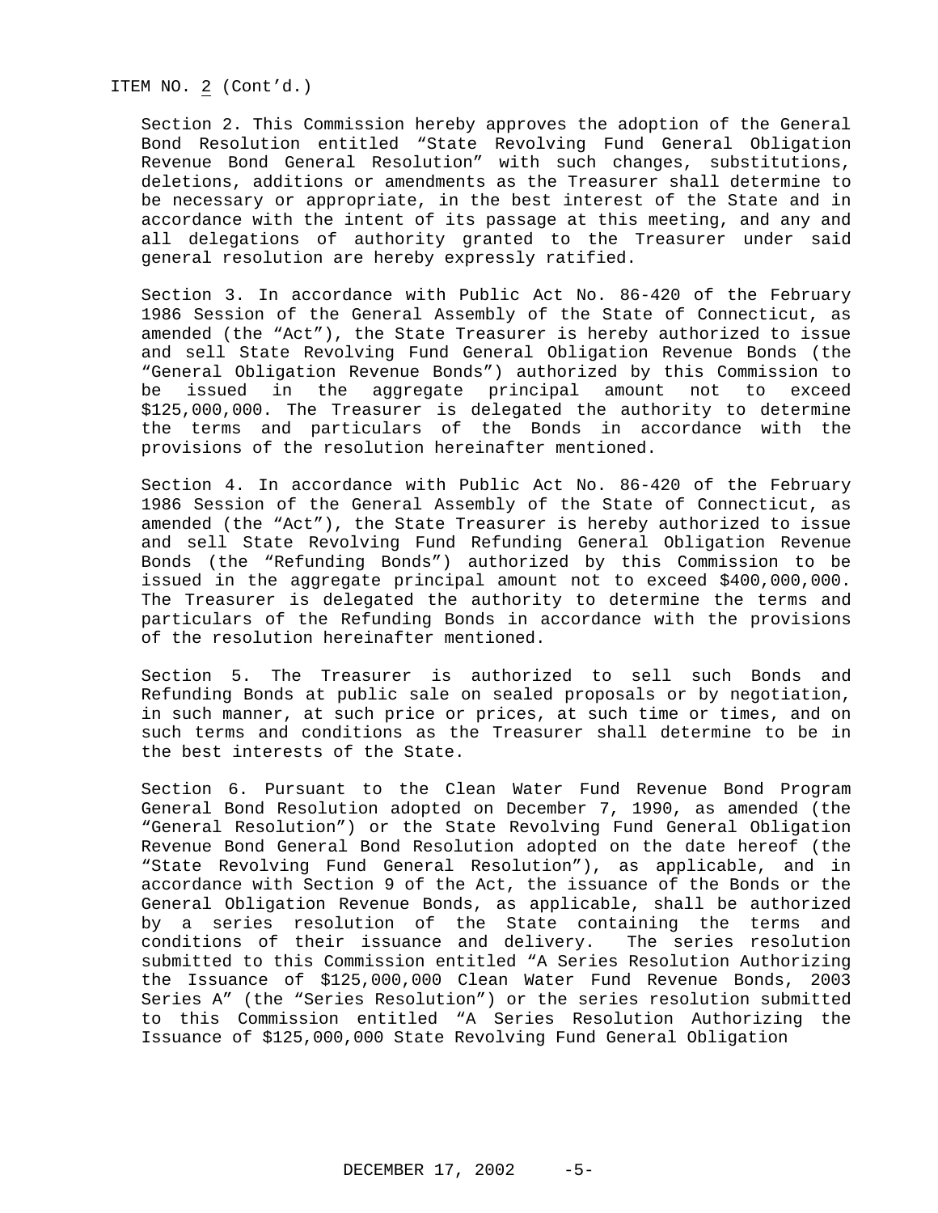ITEM NO. 2 (Cont'd.)

Section 2. This Commission hereby approves the adoption of the General Bond Resolution entitled "State Revolving Fund General Obligation Revenue Bond General Resolution" with such changes, substitutions, deletions, additions or amendments as the Treasurer shall determine to be necessary or appropriate, in the best interest of the State and in accordance with the intent of its passage at this meeting, and any and all delegations of authority granted to the Treasurer under said general resolution are hereby expressly ratified.

Section 3. In accordance with Public Act No. 86-420 of the February 1986 Session of the General Assembly of the State of Connecticut, as amended (the "Act"), the State Treasurer is hereby authorized to issue and sell State Revolving Fund General Obligation Revenue Bonds (the "General Obligation Revenue Bonds") authorized by this Commission to be issued in the aggregate principal amount not to exceed $125,000,000. The Treasurer is delegated the authority to determine the terms and particulars of the Bonds in accordance with the provisions of the resolution hereinafter mentioned.

Section 4. In accordance with Public Act No. 86-420 of the February 1986 Session of the General Assembly of the State of Connecticut, as amended (the "Act"), the State Treasurer is hereby authorized to issue and sell State Revolving Fund Refunding General Obligation Revenue Bonds (the "Refunding Bonds") authorized by this Commission to be issued in the aggregate principal amount not to exceed $400,000,000. The Treasurer is delegated the authority to determine the terms and particulars of the Refunding Bonds in accordance with the provisions of the resolution hereinafter mentioned.

Section 5. The Treasurer is authorized to sell such Bonds and Refunding Bonds at public sale on sealed proposals or by negotiation, in such manner, at such price or prices, at such time or times, and on such terms and conditions as the Treasurer shall determine to be in the best interests of the State.

Section 6. Pursuant to the Clean Water Fund Revenue Bond Program General Bond Resolution adopted on December 7, 1990, as amended (the "General Resolution") or the State Revolving Fund General Obligation Revenue Bond General Bond Resolution adopted on the date hereof (the "State Revolving Fund General Resolution"), as applicable, and in accordance with Section 9 of the Act, the issuance of the Bonds or the General Obligation Revenue Bonds, as applicable, shall be authorized by a series resolution of the State containing the terms and conditions of their issuance and delivery. The series resolution submitted to this Commission entitled "A Series Resolution Authorizing the Issuance of $125,000,000 Clean Water Fund Revenue Bonds, 2003 Series A" (the "Series Resolution") or the series resolution submitted to this Commission entitled "A Series Resolution Authorizing the Issuance of $125,000,000 State Revolving Fund General Obligation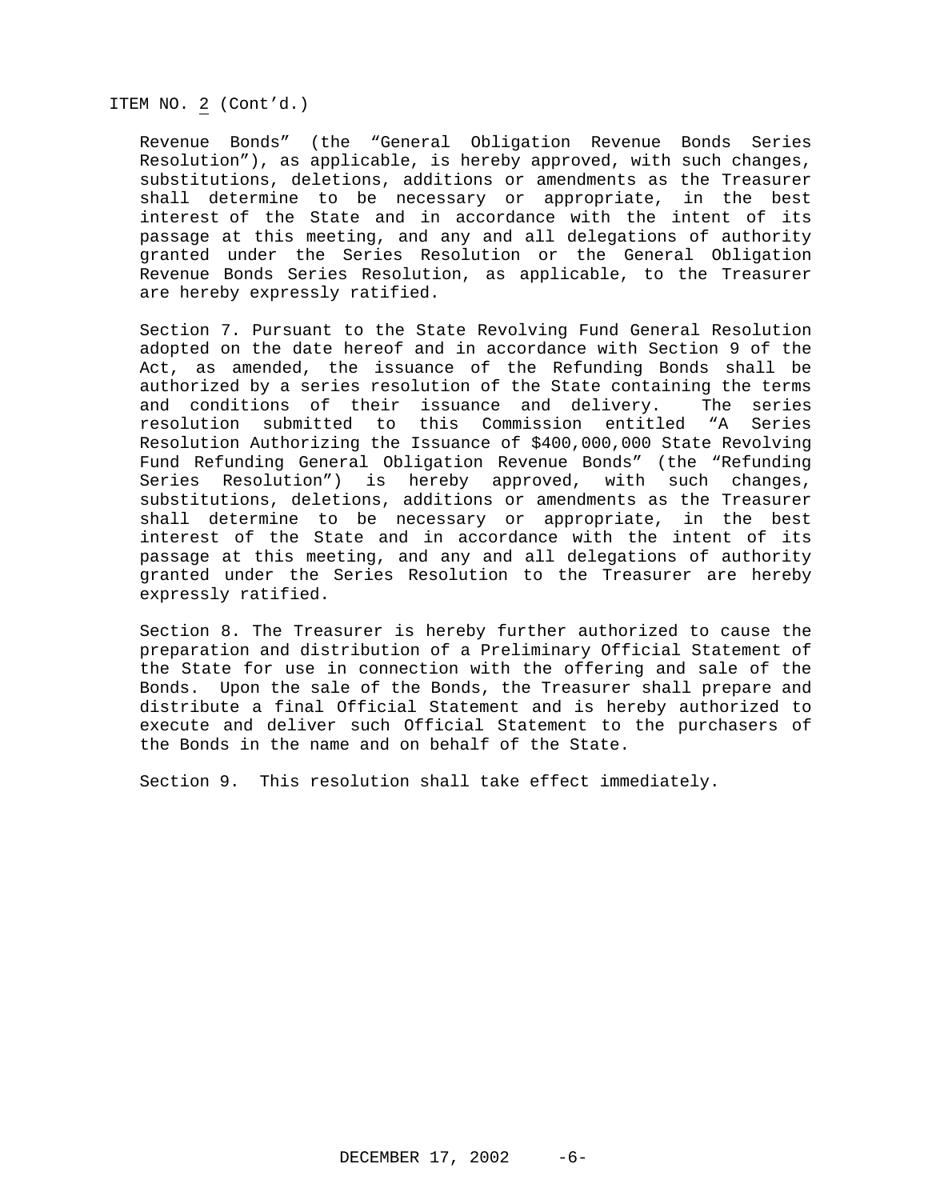ITEM NO. 2 (Cont'd.)

Revenue Bonds" (the "General Obligation Revenue Bonds Series Resolution"), as applicable, is hereby approved, with such changes, substitutions, deletions, additions or amendments as the Treasurer shall determine to be necessary or appropriate, in the best interest of the State and in accordance with the intent of its passage at this meeting, and any and all delegations of authority granted under the Series Resolution or the General Obligation Revenue Bonds Series Resolution, as applicable, to the Treasurer are hereby expressly ratified.

Section 7. Pursuant to the State Revolving Fund General Resolution adopted on the date hereof and in accordance with Section 9 of the Act, as amended, the issuance of the Refunding Bonds shall be authorized by a series resolution of the State containing the terms and conditions of their issuance and delivery. The series resolution submitted to this Commission entitled "A Series Resolution Authorizing the Issuance of $400,000,000 State Revolving Fund Refunding General Obligation Revenue Bonds" (the "Refunding Series Resolution") is hereby approved, with such changes, substitutions, deletions, additions or amendments as the Treasurer shall determine to be necessary or appropriate, in the best interest of the State and in accordance with the intent of its passage at this meeting, and any and all delegations of authority granted under the Series Resolution to the Treasurer are hereby expressly ratified.

Section 8. The Treasurer is hereby further authorized to cause the preparation and distribution of a Preliminary Official Statement of the State for use in connection with the offering and sale of the Bonds. Upon the sale of the Bonds, the Treasurer shall prepare and distribute a final Official Statement and is hereby authorized to execute and deliver such Official Statement to the purchasers of the Bonds in the name and on behalf of the State.

Section 9. This resolution shall take effect immediately.

DECEMBER 17, 2002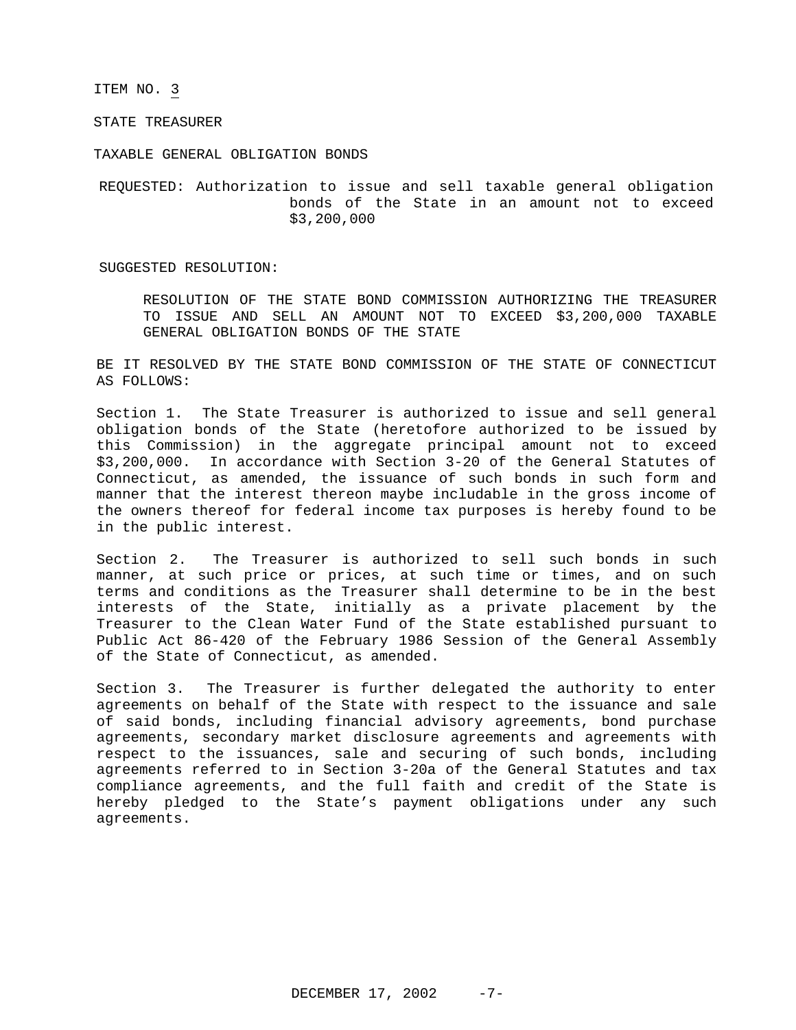ITEM NO. 3

STATE TREASURER

TAXABLE GENERAL OBLIGATION BONDS

REQUESTED: Authorization to issue and sell taxable general obligation bonds of the State in an amount not to exceed $3,200,000

SUGGESTED RESOLUTION:

RESOLUTION OF THE STATE BOND COMMISSION AUTHORIZING THE TREASURER TO ISSUE AND SELL AN AMOUNT NOT TO EXCEED $3,200,000 TAXABLE GENERAL OBLIGATION BONDS OF THE STATE

BE IT RESOLVED BY THE STATE BOND COMMISSION OF THE STATE OF CONNECTICUT AS FOLLOWS:

Section 1. The State Treasurer is authorized to issue and sell general obligation bonds of the State (heretofore authorized to be issued by this Commission) in the aggregate principal amount not to exceed $3,200,000. In accordance with Section 3-20 of the General Statutes of Connecticut, as amended, the issuance of such bonds in such form and manner that the interest thereon maybe includable in the gross income of the owners thereof for federal income tax purposes is hereby found to be in the public interest.

Section 2. The Treasurer is authorized to sell such bonds in such manner, at such price or prices, at such time or times, and on such terms and conditions as the Treasurer shall determine to be in the best interests of the State, initially as a private placement by the Treasurer to the Clean Water Fund of the State established pursuant to Public Act 86-420 of the February 1986 Session of the General Assembly of the State of Connecticut, as amended.

Section 3. The Treasurer is further delegated the authority to enter agreements on behalf of the State with respect to the issuance and sale of said bonds, including financial advisory agreements, bond purchase agreements, secondary market disclosure agreements and agreements with respect to the issuances, sale and securing of such bonds, including agreements referred to in Section 3-20a of the General Statutes and tax compliance agreements, and the full faith and credit of the State is hereby pledged to the State's payment obligations under any such agreements.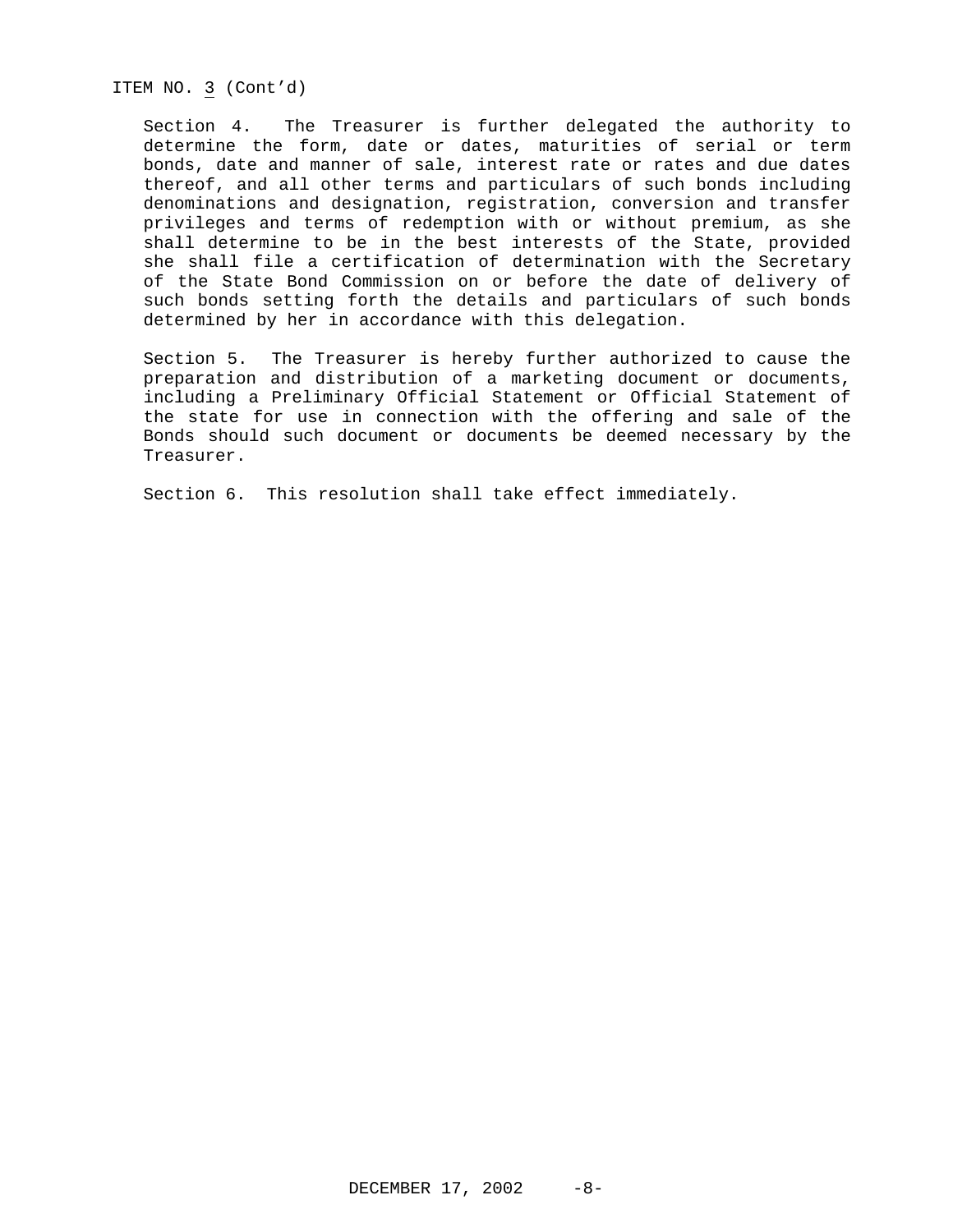ITEM NO. 3 (Cont'd)

Section 4. The Treasurer is further delegated the authority to determine the form, date or dates, maturities of serial or term bonds, date and manner of sale, interest rate or rates and due dates thereof, and all other terms and particulars of such bonds including denominations and designation, registration, conversion and transfer privileges and terms of redemption with or without premium, as she shall determine to be in the best interests of the State, provided she shall file a certification of determination with the Secretary of the State Bond Commission on or before the date of delivery of such bonds setting forth the details and particulars of such bonds determined by her in accordance with this delegation.

Section 5. The Treasurer is hereby further authorized to cause the preparation and distribution of a marketing document or documents, including a Preliminary Official Statement or Official Statement of the state for use in connection with the offering and sale of the Bonds should such document or documents be deemed necessary by the Treasurer.

Section 6. This resolution shall take effect immediately.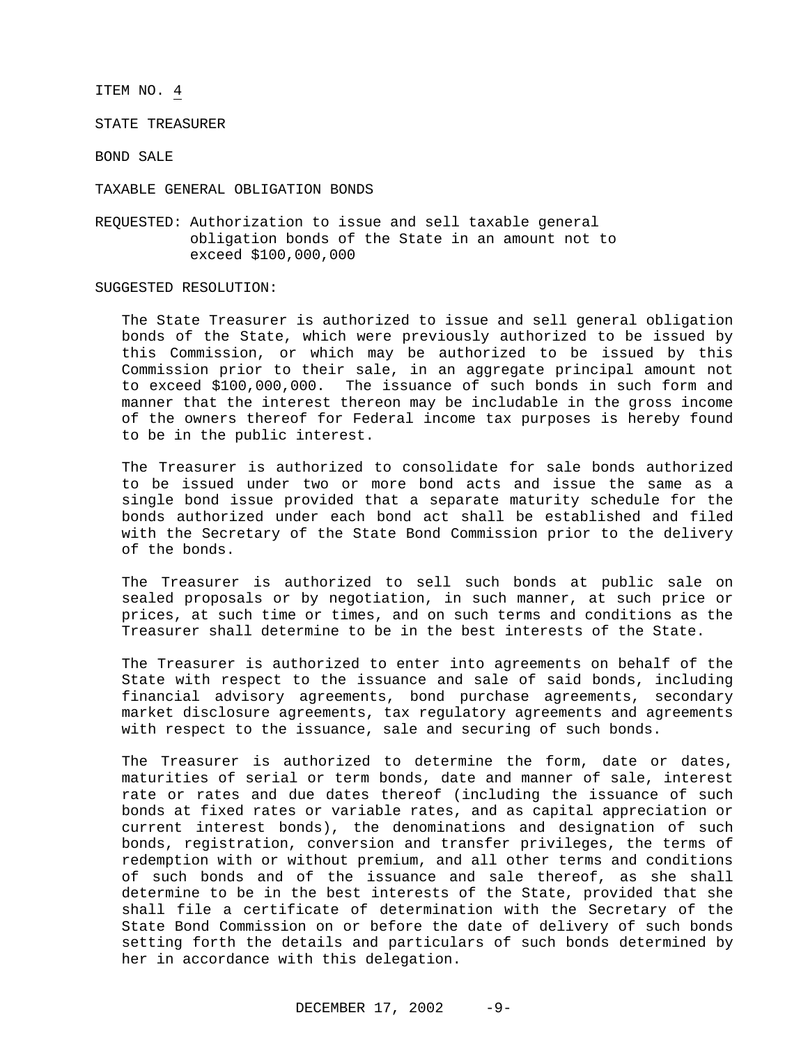ITEM NO. 4

STATE TREASURER

BOND SALE

TAXABLE GENERAL OBLIGATION BONDS

REQUESTED: Authorization to issue and sell taxable general obligation bonds of the State in an amount not to exceed $100,000,000

SUGGESTED RESOLUTION:

The State Treasurer is authorized to issue and sell general obligation bonds of the State, which were previously authorized to be issued by this Commission, or which may be authorized to be issued by this Commission prior to their sale, in an aggregate principal amount not to exceed $100,000,000. The issuance of such bonds in such form and manner that the interest thereon may be includable in the gross income of the owners thereof for Federal income tax purposes is hereby found to be in the public interest.

The Treasurer is authorized to consolidate for sale bonds authorized to be issued under two or more bond acts and issue the same as a single bond issue provided that a separate maturity schedule for the bonds authorized under each bond act shall be established and filed with the Secretary of the State Bond Commission prior to the delivery of the bonds.

The Treasurer is authorized to sell such bonds at public sale on sealed proposals or by negotiation, in such manner, at such price or prices, at such time or times, and on such terms and conditions as the Treasurer shall determine to be in the best interests of the State.

The Treasurer is authorized to enter into agreements on behalf of the State with respect to the issuance and sale of said bonds, including financial advisory agreements, bond purchase agreements, secondary market disclosure agreements, tax regulatory agreements and agreements with respect to the issuance, sale and securing of such bonds.

The Treasurer is authorized to determine the form, date or dates, maturities of serial or term bonds, date and manner of sale, interest rate or rates and due dates thereof (including the issuance of such bonds at fixed rates or variable rates, and as capital appreciation or current interest bonds), the denominations and designation of such bonds, registration, conversion and transfer privileges, the terms of redemption with or without premium, and all other terms and conditions of such bonds and of the issuance and sale thereof, as she shall determine to be in the best interests of the State, provided that she shall file a certificate of determination with the Secretary of the State Bond Commission on or before the date of delivery of such bonds setting forth the details and particulars of such bonds determined by her in accordance with this delegation.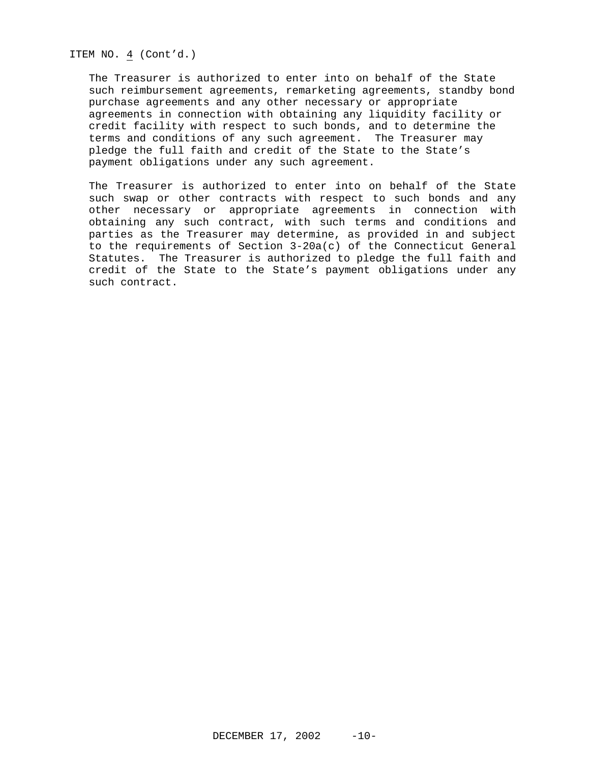ITEM NO. 4 (Cont'd.)

The Treasurer is authorized to enter into on behalf of the State such reimbursement agreements, remarketing agreements, standby bond purchase agreements and any other necessary or appropriate agreements in connection with obtaining any liquidity facility or credit facility with respect to such bonds, and to determine the terms and conditions of any such agreement. The Treasurer may pledge the full faith and credit of the State to the State's payment obligations under any such agreement.

The Treasurer is authorized to enter into on behalf of the State such swap or other contracts with respect to such bonds and any other necessary or appropriate agreements in connection with obtaining any such contract, with such terms and conditions and parties as the Treasurer may determine, as provided in and subject to the requirements of Section 3-20a(c) of the Connecticut General Statutes. The Treasurer is authorized to pledge the full faith and credit of the State to the State's payment obligations under any such contract.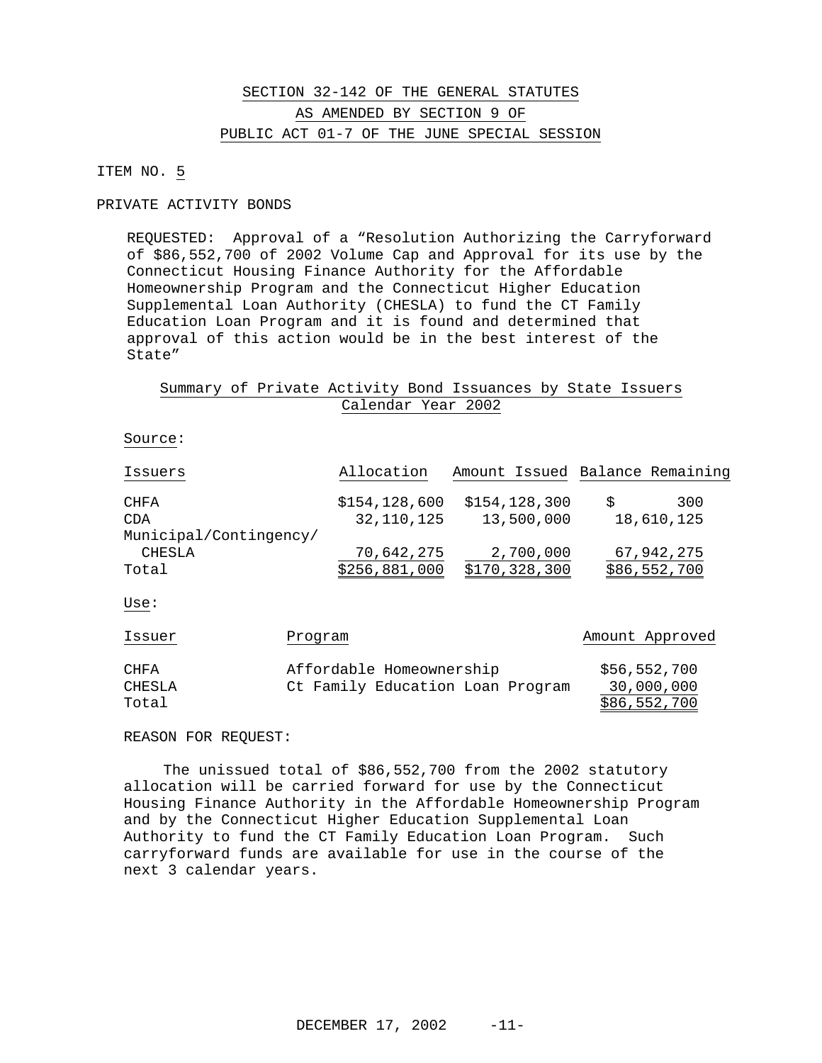# SECTION 32-142 OF THE GENERAL STATUTES
# AS AMENDED BY SECTION 9 OF
# PUBLIC ACT 01-7 OF THE JUNE SPECIAL SESSION

ITEM NO. 5

PRIVATE ACTIVITY BONDS

REQUESTED: Approval of a "Resolution Authorizing the Carryforward of $86,552,700 of 2002 Volume Cap and Approval for its use by the Connecticut Housing Finance Authority for the Affordable Homeownership Program and the Connecticut Higher Education Supplemental Loan Authority (CHESLA) to fund the CT Family Education Loan Program and it is found and determined that approval of this action would be in the best interest of the State"

Summary of Private Activity Bond Issuances by State Issuers
Calendar Year 2002

Source:

| Issuers | Allocation | Amount Issued | Balance Remaining |
|---|---|---|---|
| CHFA | $154,128,600 | $154,128,300 | $ 300 |
| CDA | 32,110,125 | 13,500,000 | 18,610,125 |
| Municipal/Contingency/ CHESLA | 70,642,275 | 2,700,000 | 67,942,275 |
| Total | $256,881,000 | $170,328,300 | $86,552,700 |

Use:

| Issuer | Program | Amount Approved |
|---|---|---|
| CHFA | Affordable Homeownership | $56,552,700 |
| CHESLA | Ct Family Education Loan Program | 30,000,000 |
| Total | | $86,552,700 |

REASON FOR REQUEST:

The unissued total of $86,552,700 from the 2002 statutory allocation will be carried forward for use by the Connecticut Housing Finance Authority in the Affordable Homeownership Program and by the Connecticut Higher Education Supplemental Loan Authority to fund the CT Family Education Loan Program. Such carryforward funds are available for use in the course of the next 3 calendar years.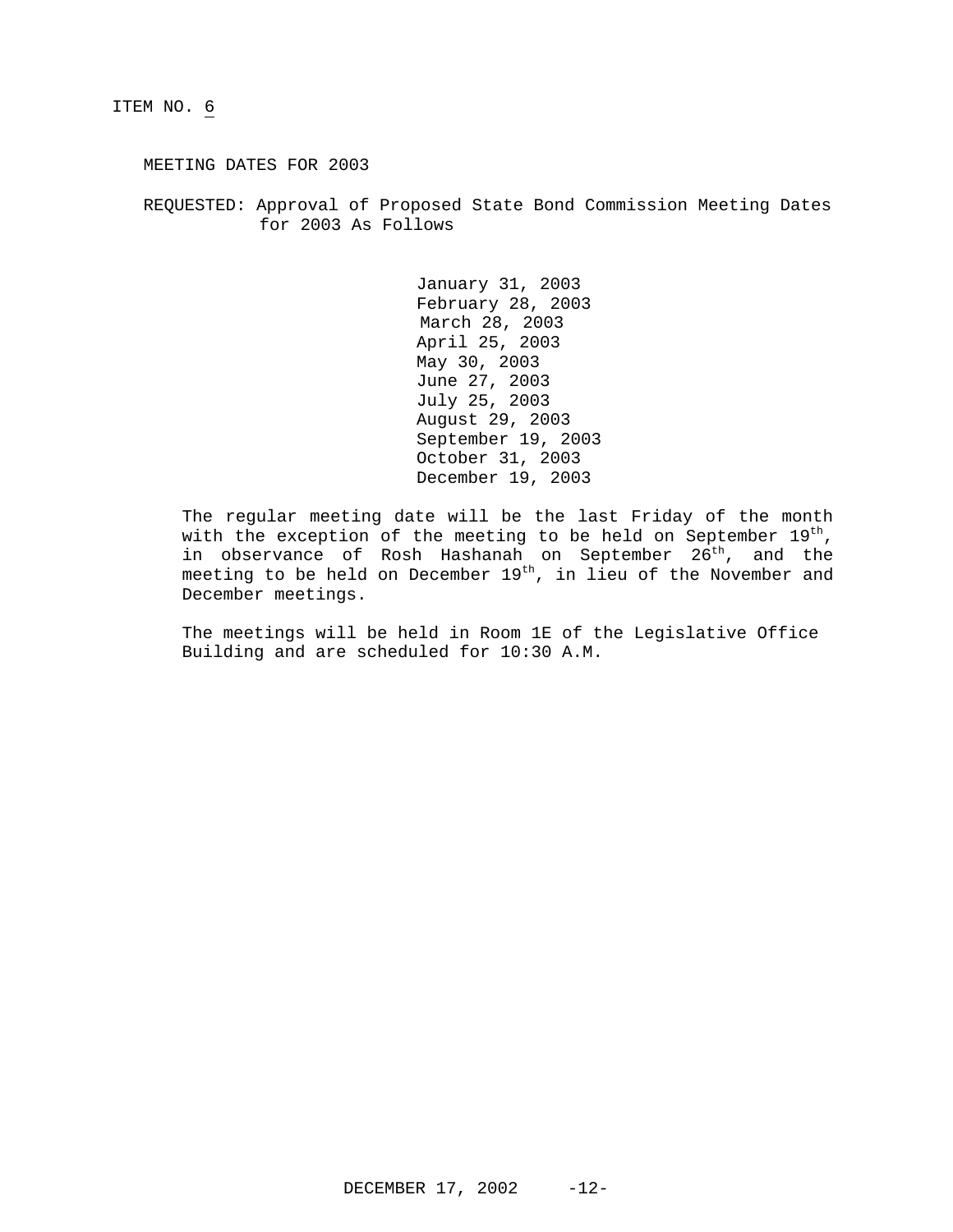ITEM NO. 6

MEETING DATES FOR 2003

REQUESTED: Approval of Proposed State Bond Commission Meeting Dates for 2003 As Follows

January 31, 2003
February 28, 2003
March 28, 2003
April 25, 2003
May 30, 2003
June 27, 2003
July 25, 2003
August 29, 2003
September 19, 2003
October 31, 2003
December 19, 2003

The regular meeting date will be the last Friday of the month with the exception of the meeting to be held on September 19th, in observance of Rosh Hashanah on September 26th, and the meeting to be held on December 19th, in lieu of the November and December meetings.

The meetings will be held in Room 1E of the Legislative Office Building and are scheduled for 10:30 A.M.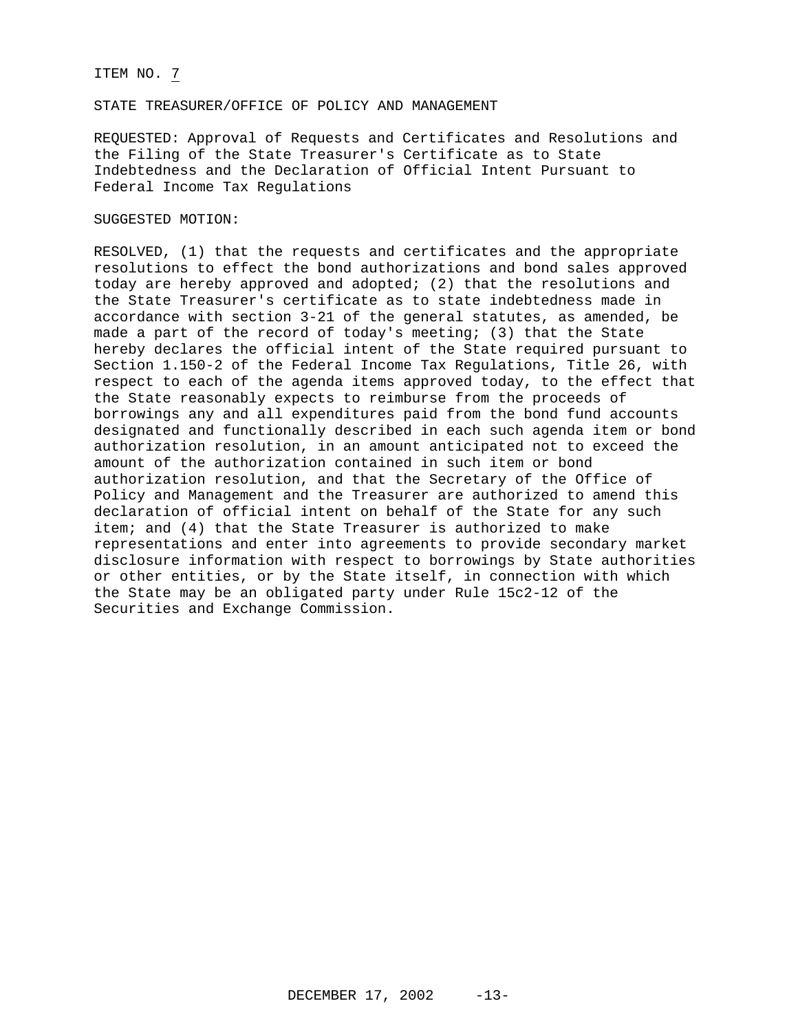ITEM NO. 7

STATE TREASURER/OFFICE OF POLICY AND MANAGEMENT

REQUESTED: Approval of Requests and Certificates and Resolutions and the Filing of the State Treasurer's Certificate as to State Indebtedness and the Declaration of Official Intent Pursuant to Federal Income Tax Regulations

SUGGESTED MOTION:

RESOLVED, (1) that the requests and certificates and the appropriate resolutions to effect the bond authorizations and bond sales approved today are hereby approved and adopted; (2) that the resolutions and the State Treasurer's certificate as to state indebtedness made in accordance with section 3-21 of the general statutes, as amended, be made a part of the record of today's meeting; (3) that the State hereby declares the official intent of the State required pursuant to Section 1.150-2 of the Federal Income Tax Regulations, Title 26, with respect to each of the agenda items approved today, to the effect that the State reasonably expects to reimburse from the proceeds of borrowings any and all expenditures paid from the bond fund accounts designated and functionally described in each such agenda item or bond authorization resolution, in an amount anticipated not to exceed the amount of the authorization contained in such item or bond authorization resolution, and that the Secretary of the Office of Policy and Management and the Treasurer are authorized to amend this declaration of official intent on behalf of the State for any such item; and (4) that the State Treasurer is authorized to make representations and enter into agreements to provide secondary market disclosure information with respect to borrowings by State authorities or other entities, or by the State itself, in connection with which the State may be an obligated party under Rule 15c2-12 of the Securities and Exchange Commission.